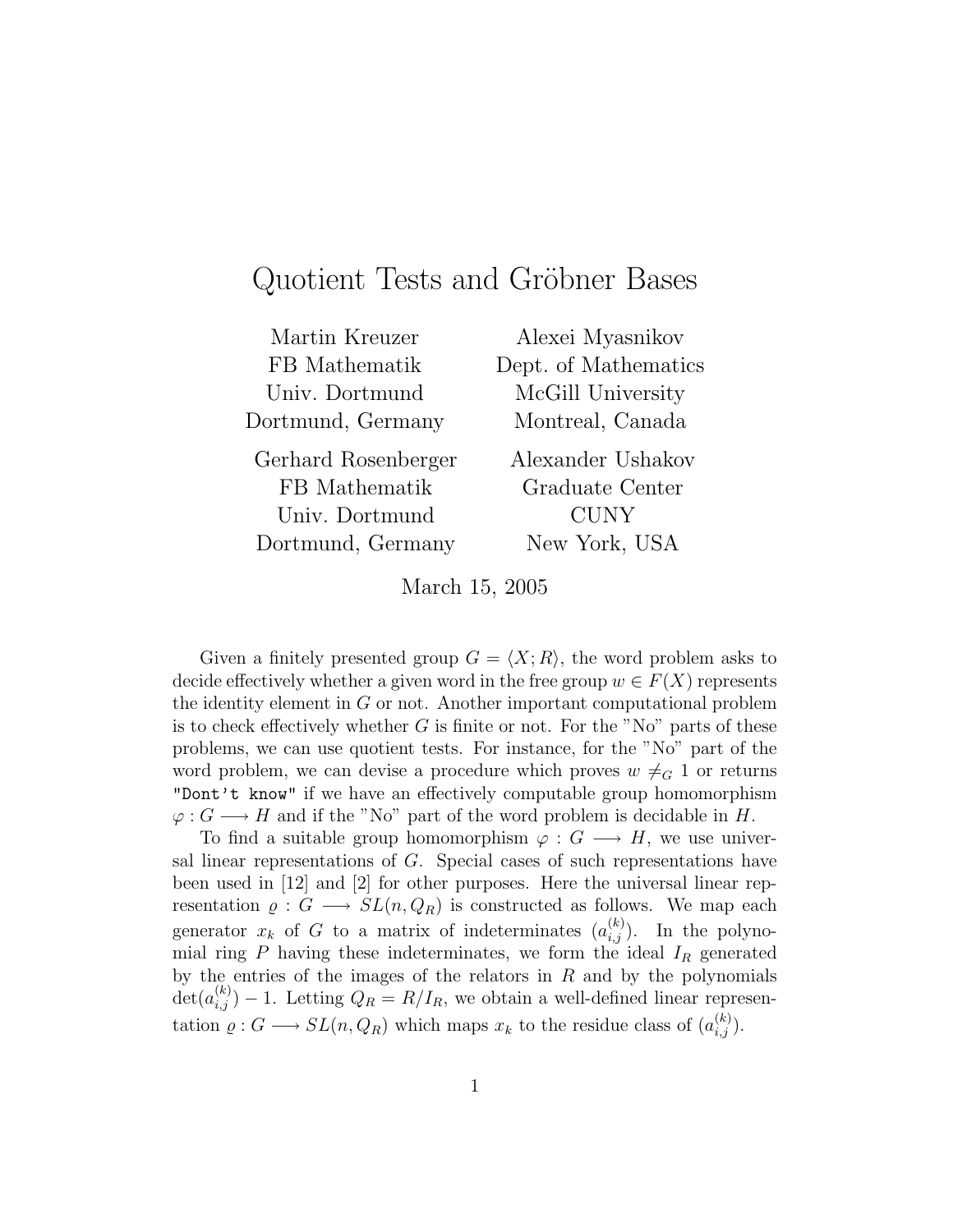# Quotient Tests and Gröbner Bases

| Martin Kreuzer | Alexei Myasnikov |
|---|---|
| FB Mathematik | Dept. of Mathematics |
| Univ. Dortmund | McGill University |
| Dortmund, Germany | Montreal, Canada |

| Gerhard Rosenberger | Alexander Ushakov |
|---|---|
| FB Mathematik | Graduate Center |
| Univ. Dortmund | CUNY |
| Dortmund, Germany | New York, USA |

March 15, 2005

Given a finitely presented group $G = \langle X; R \rangle$, the word problem asks to decide effectively whether a given word in the free group $w \in F(X)$ represents the identity element in $G$ or not. Another important computational problem is to check effectively whether $G$ is finite or not. For the "No" parts of these problems, we can use quotient tests. For instance, for the "No" part of the word problem, we can devise a procedure which proves $w \neq_G 1$ or returns `"Dont't know"` if we have an effectively computable group homomorphism $\varphi : G \longrightarrow H$ and if the "No" part of the word problem is decidable in $H$.

To find a suitable group homomorphism $\varphi : G \longrightarrow H$, we use universal linear representations of $G$. Special cases of such representations have been used in [12] and [2] for other purposes. Here the universal linear representation $\varrho : G \longrightarrow SL(n, Q_R)$ is constructed as follows. We map each generator $x_k$ of $G$ to a matrix of indeterminates $(a_{i,j}^{(k)})$. In the polynomial ring $P$ having these indeterminates, we form the ideal $I_R$ generated by the entries of the images of the relators in $R$ and by the polynomials $\det(a_{i,j}^{(k)}) - 1$. Letting $Q_R = R/I_R$, we obtain a well-defined linear representation $\varrho : G \longrightarrow SL(n, Q_R)$ which maps $x_k$ to the residue class of $(a_{i,j}^{(k)})$.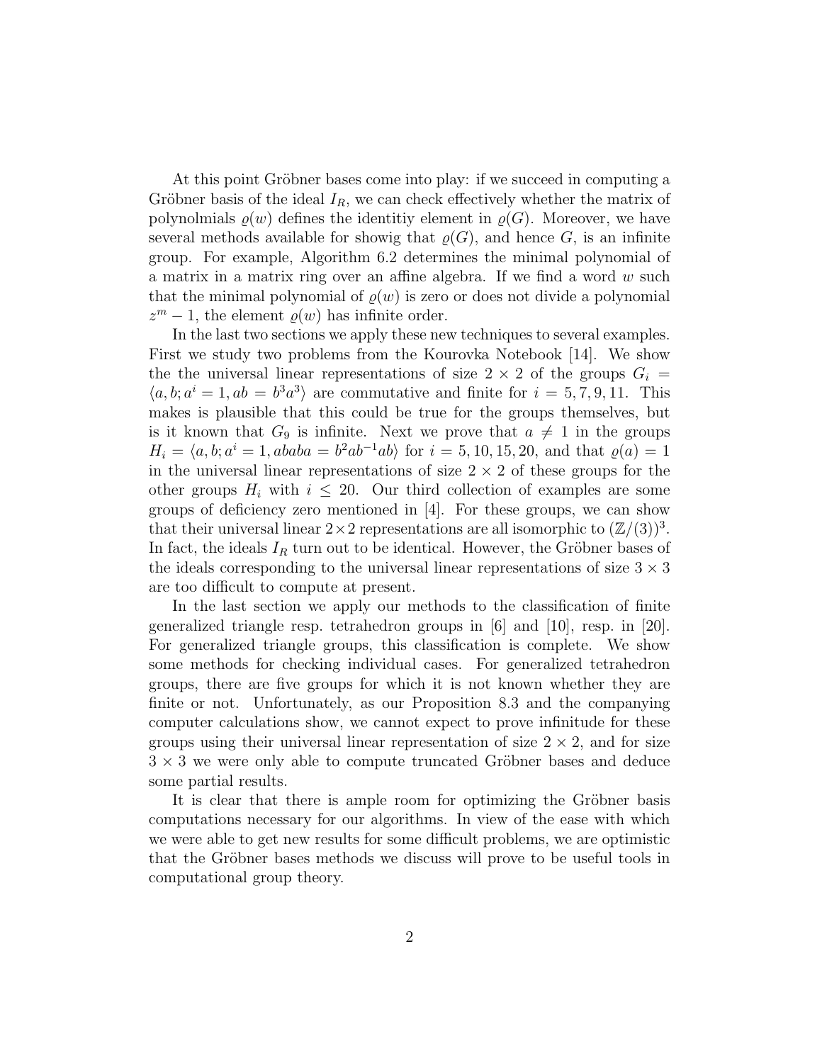At this point Gröbner bases come into play: if we succeed in computing a Gröbner basis of the ideal $I_R$, we can check effectively whether the matrix of polynolmials $\varrho(w)$ defines the identitiy element in $\varrho(G)$. Moreover, we have several methods available for showig that $\varrho(G)$, and hence $G$, is an infinite group. For example, Algorithm 6.2 determines the minimal polynomial of a matrix in a matrix ring over an affine algebra. If we find a word $w$ such that the minimal polynomial of $\varrho(w)$ is zero or does not divide a polynomial $z^m - 1$, the element $\varrho(w)$ has infinite order.

In the last two sections we apply these new techniques to several examples. First we study two problems from the Kourovka Notebook [14]. We show the the universal linear representations of size $2 \times 2$ of the groups $G_i = \langle a, b; a^i = 1, ab = b^3 a^3 \rangle$ are commutative and finite for $i = 5, 7, 9, 11$. This makes is plausible that this could be true for the groups themselves, but is it known that $G_9$ is infinite. Next we prove that $a \neq 1$ in the groups $H_i = \langle a, b; a^i = 1, ababa = b^2 ab^{-1} ab \rangle$ for $i = 5, 10, 15, 20$, and that $\varrho(a) = 1$ in the universal linear representations of size $2 \times 2$ of these groups for the other groups $H_i$ with $i \leq 20$. Our third collection of examples are some groups of deficiency zero mentioned in [4]. For these groups, we can show that their universal linear $2 \times 2$ representations are all isomorphic to $(\mathbb{Z}/(3))^3$. In fact, the ideals $I_R$ turn out to be identical. However, the Gröbner bases of the ideals corresponding to the universal linear representations of size $3 \times 3$ are too difficult to compute at present.

In the last section we apply our methods to the classification of finite generalized triangle resp. tetrahedron groups in [6] and [10], resp. in [20]. For generalized triangle groups, this classification is complete. We show some methods for checking individual cases. For generalized tetrahedron groups, there are five groups for which it is not known whether they are finite or not. Unfortunately, as our Proposition 8.3 and the companying computer calculations show, we cannot expect to prove infinitude for these groups using their universal linear representation of size $2 \times 2$, and for size $3 \times 3$ we were only able to compute truncated Gröbner bases and deduce some partial results.

It is clear that there is ample room for optimizing the Gröbner basis computations necessary for our algorithms. In view of the ease with which we were able to get new results for some difficult problems, we are optimistic that the Gröbner bases methods we discuss will prove to be useful tools in computational group theory.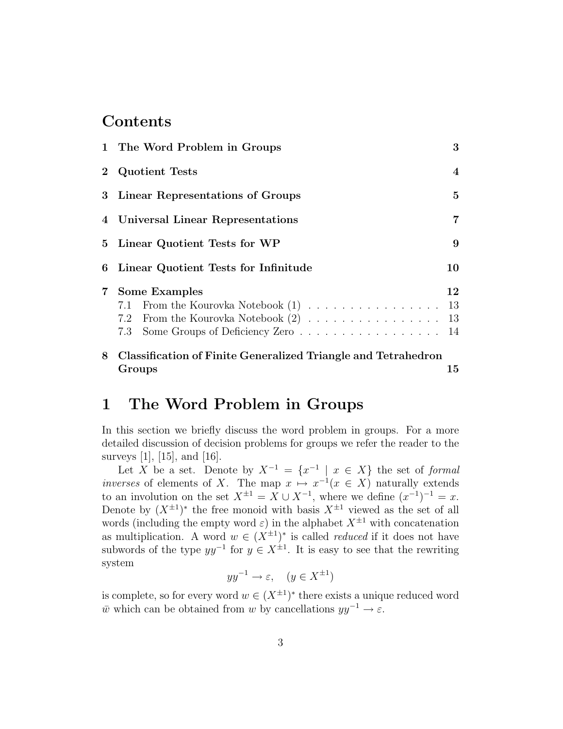# Contents

1 **The Word Problem in Groups** 3

2 **Quotient Tests** 4

3 **Linear Representations of Groups** 5

4 **Universal Linear Representations** 7

5 **Linear Quotient Tests for WP** 9

6 **Linear Quotient Tests for Infinitude** 10

7 **Some Examples** 12
   - 7.1 From the Kourovka Notebook (1) 13
   - 7.2 From the Kourovka Notebook (2) 13
   - 7.3 Some Groups of Deficiency Zero 14

8 **Classification of Finite Generalized Triangle and Tetrahedron Groups** 15

# 1 The Word Problem in Groups

In this section we briefly discuss the word problem in groups. For a more detailed discussion of decision problems for groups we refer the reader to the surveys [1], [15], and [16].

Let $X$ be a set. Denote by $X^{-1} = \{x^{-1} \mid x \in X\}$ the set of *formal inverses* of elements of $X$. The map $x \mapsto x^{-1} (x \in X)$ naturally extends to an involution on the set $X^{\pm 1} = X \cup X^{-1}$, where we define $(x^{-1})^{-1} = x$. Denote by $(X^{\pm 1})^*$ the free monoid with basis $X^{\pm 1}$ viewed as the set of all words (including the empty word $\varepsilon$) in the alphabet $X^{\pm 1}$ with concatenation as multiplication. A word $w \in (X^{\pm 1})^*$ is called *reduced* if it does not have subwords of the type $yy^{-1}$ for $y \in X^{\pm 1}$. It is easy to see that the rewriting system

$$yy^{-1} \to \varepsilon, \quad (y \in X^{\pm 1})$$

is complete, so for every word $w \in (X^{\pm 1})^*$ there exists a unique reduced word $\bar{w}$ which can be obtained from $w$ by cancellations $yy^{-1} \to \varepsilon$.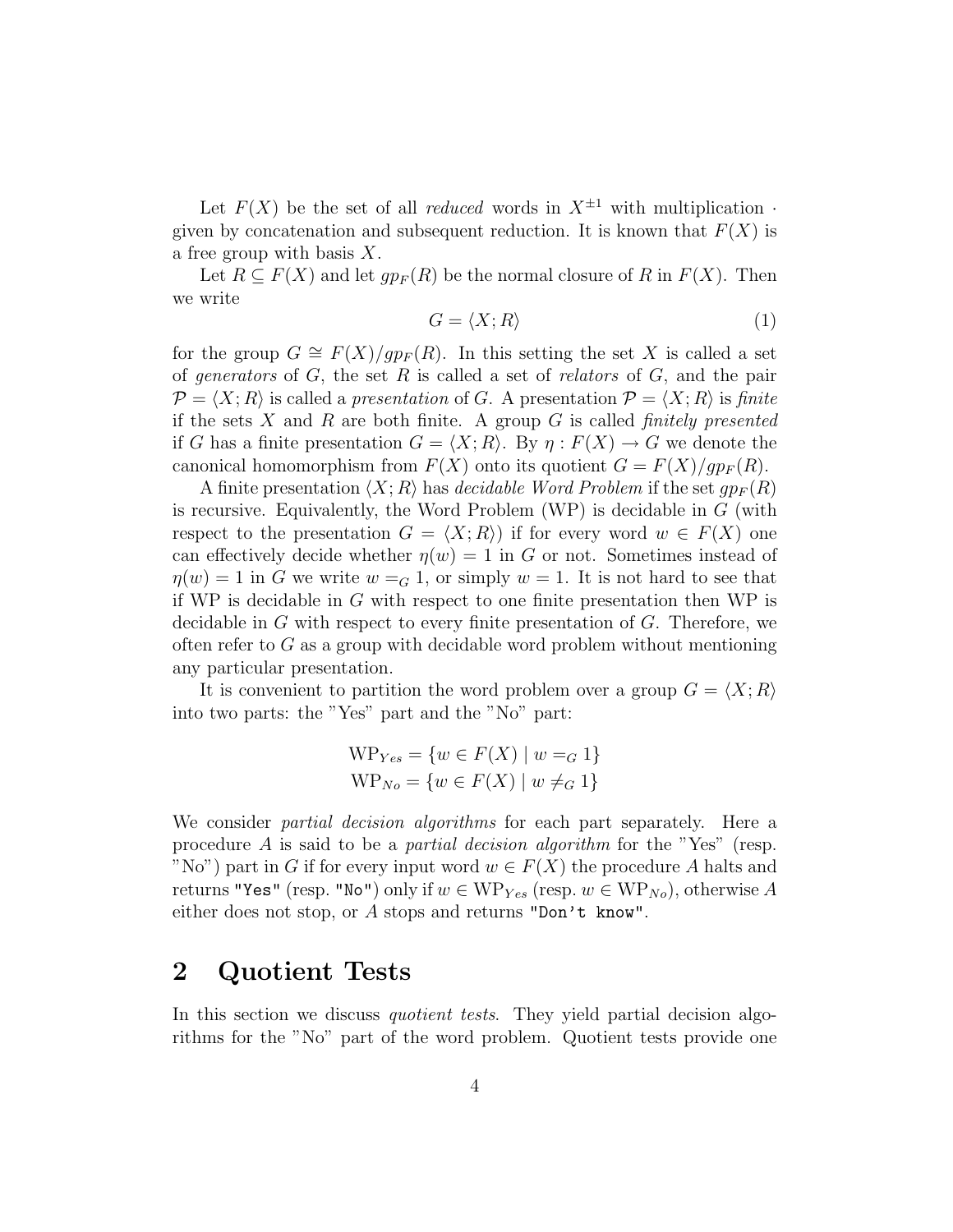Let $F(X)$ be the set of all *reduced* words in $X^{\pm 1}$ with multiplication $\cdot$ given by concatenation and subsequent reduction. It is known that $F(X)$ is a free group with basis $X$.

Let $R \subseteq F(X)$ and let $gp_F(R)$ be the normal closure of $R$ in $F(X)$. Then we write

$$G = \langle X; R \rangle \tag{1}$$

for the group $G \cong F(X)/gp_F(R)$. In this setting the set $X$ is called a set of *generators* of $G$, the set $R$ is called a set of *relators* of $G$, and the pair $\mathcal{P} = \langle X; R \rangle$ is called a *presentation* of $G$. A presentation $\mathcal{P} = \langle X; R \rangle$ is *finite* if the sets $X$ and $R$ are both finite. A group $G$ is called *finitely presented* if $G$ has a finite presentation $G = \langle X; R \rangle$. By $\eta : F(X) \to G$ we denote the canonical homomorphism from $F(X)$ onto its quotient $G = F(X)/gp_F(R)$.

A finite presentation $\langle X; R \rangle$ has *decidable Word Problem* if the set $gp_F(R)$ is recursive. Equivalently, the Word Problem (WP) is decidable in $G$ (with respect to the presentation $G = \langle X; R \rangle$) if for every word $w \in F(X)$ one can effectively decide whether $\eta(w) = 1$ in $G$ or not. Sometimes instead of $\eta(w) = 1$ in $G$ we write $w =_G 1$, or simply $w = 1$. It is not hard to see that if WP is decidable in $G$ with respect to one finite presentation then WP is decidable in $G$ with respect to every finite presentation of $G$. Therefore, we often refer to $G$ as a group with decidable word problem without mentioning any particular presentation.

It is convenient to partition the word problem over a group $G = \langle X; R \rangle$ into two parts: the "Yes" part and the "No" part:

$$\mathrm{WP}_{Yes} = \{w \in F(X) \mid w =_G 1\}$$
$$\mathrm{WP}_{No} = \{w \in F(X) \mid w \neq_G 1\}$$

We consider *partial decision algorithms* for each part separately. Here a procedure $A$ is said to be a *partial decision algorithm* for the "Yes" (resp. "No") part in $G$ if for every input word $w \in F(X)$ the procedure $A$ halts and returns `"Yes"` (resp. `"No"`) only if $w \in \mathrm{WP}_{Yes}$ (resp. $w \in \mathrm{WP}_{No}$), otherwise $A$ either does not stop, or $A$ stops and returns `"Don't know"`.

## 2 Quotient Tests

In this section we discuss *quotient tests*. They yield partial decision algorithms for the "No" part of the word problem. Quotient tests provide one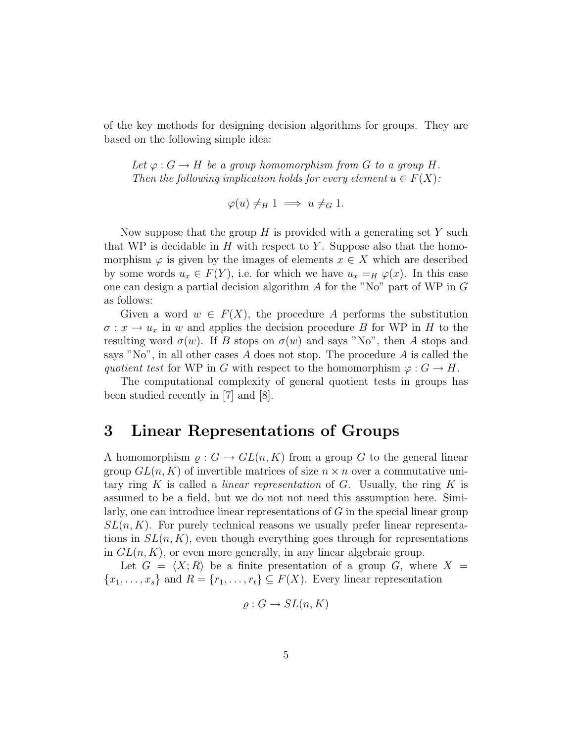of the key methods for designing decision algorithms for groups. They are based on the following simple idea:

*Let $\varphi : G \to H$ be a group homomorphism from $G$ to a group $H$. Then the following implication holds for every element $u \in F(X)$:*

$$\varphi(u) \neq_H 1 \implies u \neq_G 1.$$

Now suppose that the group $H$ is provided with a generating set $Y$ such that WP is decidable in $H$ with respect to $Y$. Suppose also that the homomorphism $\varphi$ is given by the images of elements $x \in X$ which are described by some words $u_x \in F(Y)$, i.e. for which we have $u_x =_H \varphi(x)$. In this case one can design a partial decision algorithm $A$ for the "No" part of WP in $G$ as follows:

Given a word $w \in F(X)$, the procedure $A$ performs the substitution $\sigma : x \to u_x$ in $w$ and applies the decision procedure $B$ for WP in $H$ to the resulting word $\sigma(w)$. If $B$ stops on $\sigma(w)$ and says "No", then $A$ stops and says "No", in all other cases $A$ does not stop. The procedure $A$ is called the *quotient test* for WP in $G$ with respect to the homomorphism $\varphi : G \to H$.

The computational complexity of general quotient tests in groups has been studied recently in [7] and [8].

# 3 Linear Representations of Groups

A homomorphism $\varrho : G \to GL(n, K)$ from a group $G$ to the general linear group $GL(n, K)$ of invertible matrices of size $n \times n$ over a commutative unitary ring $K$ is called a *linear representation* of $G$. Usually, the ring $K$ is assumed to be a field, but we do not not need this assumption here. Similarly, one can introduce linear representations of $G$ in the special linear group $SL(n, K)$. For purely technical reasons we usually prefer linear representations in $SL(n, K)$, even though everything goes through for representations in $GL(n, K)$, or even more generally, in any linear algebraic group.

Let $G = \langle X; R \rangle$ be a finite presentation of a group $G$, where $X = \{x_1, \ldots, x_s\}$ and $R = \{r_1, \ldots, r_t\} \subseteq F(X)$. Every linear representation

$$\varrho : G \to SL(n, K)$$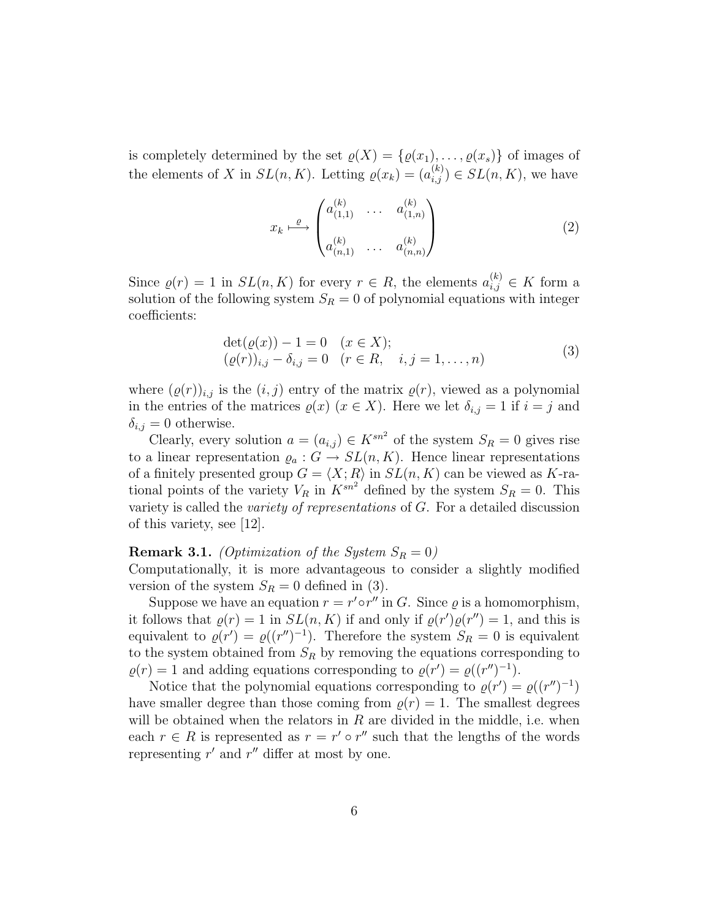is completely determined by the set $\varrho(X) = \{\varrho(x_1), \ldots, \varrho(x_s)\}$ of images of the elements of $X$ in $SL(n, K)$. Letting $\varrho(x_k) = (a_{i,j}^{(k)}) \in SL(n, K)$, we have

$$x_k \overset{\varrho}{\longmapsto} \begin{pmatrix} a_{(1,1)}^{(k)} & \ldots & a_{(1,n)}^{(k)} \\ & & \\ a_{(n,1)}^{(k)} & \ldots & a_{(n,n)}^{(k)} \end{pmatrix} \tag{2}$$

Since $\varrho(r) = 1$ in $SL(n, K)$ for every $r \in R$, the elements $a_{i,j}^{(k)} \in K$ form a solution of the following system $S_R = 0$ of polynomial equations with integer coefficients:

$$\begin{array}{ll} \det(\varrho(x)) - 1 = 0 & (x \in X); \\ (\varrho(r))_{i,j} - \delta_{i,j} = 0 & (r \in R, \quad i, j = 1, \ldots, n) \end{array} \tag{3}$$

where $(\varrho(r))_{i,j}$ is the $(i, j)$ entry of the matrix $\varrho(r)$, viewed as a polynomial in the entries of the matrices $\varrho(x)$ $(x \in X)$. Here we let $\delta_{i,j} = 1$ if $i = j$ and $\delta_{i,j} = 0$ otherwise.

Clearly, every solution $a = (a_{i,j}) \in K^{sn^2}$ of the system $S_R = 0$ gives rise to a linear representation $\varrho_a : G \to SL(n, K)$. Hence linear representations of a finitely presented group $G = \langle X; R \rangle$ in $SL(n, K)$ can be viewed as $K$-rational points of the variety $V_R$ in $K^{sn^2}$ defined by the system $S_R = 0$. This variety is called the *variety of representations* of $G$. For a detailed discussion of this variety, see [12].

**Remark 3.1.** *(Optimization of the System $S_R = 0$)*
Computationally, it is more advantageous to consider a slightly modified version of the system $S_R = 0$ defined in (3).

Suppose we have an equation $r = r' \circ r''$ in $G$. Since $\varrho$ is a homomorphism, it follows that $\varrho(r) = 1$ in $SL(n, K)$ if and only if $\varrho(r')\varrho(r'') = 1$, and this is equivalent to $\varrho(r') = \varrho((r'')^{-1})$. Therefore the system $S_R = 0$ is equivalent to the system obtained from $S_R$ by removing the equations corresponding to $\varrho(r) = 1$ and adding equations corresponding to $\varrho(r') = \varrho((r'')^{-1})$.

Notice that the polynomial equations corresponding to $\varrho(r') = \varrho((r'')^{-1})$ have smaller degree than those coming from $\varrho(r) = 1$. The smallest degrees will be obtained when the relators in $R$ are divided in the middle, i.e. when each $r \in R$ is represented as $r = r' \circ r''$ such that the lengths of the words representing $r'$ and $r''$ differ at most by one.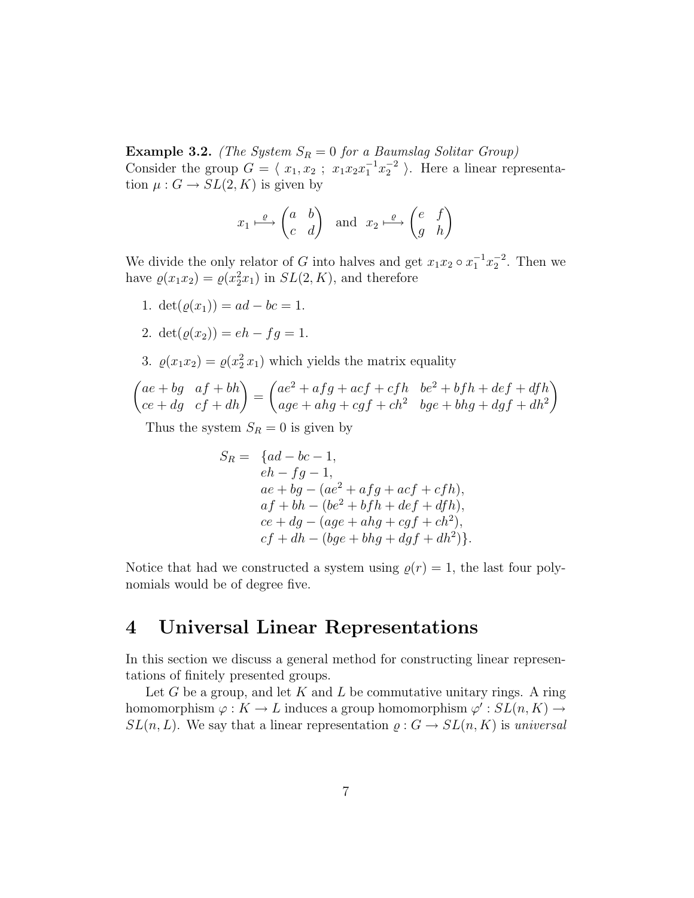**Example 3.2.** *(The System $S_R = 0$ for a Baumslag Solitar Group)*
Consider the group $G = \langle\ x_1, x_2\ ;\ x_1 x_2 x_1^{-1} x_2^{-2}\ \rangle$. Here a linear representation $\mu : G \to SL(2, K)$ is given by

$$x_1 \overset{\varrho}{\longmapsto} \begin{pmatrix} a & b \\ c & d \end{pmatrix} \quad \text{and} \quad x_2 \overset{\varrho}{\longmapsto} \begin{pmatrix} e & f \\ g & h \end{pmatrix}$$

We divide the only relator of $G$ into halves and get $x_1 x_2 \circ x_1^{-1} x_2^{-2}$. Then we have $\varrho(x_1 x_2) = \varrho(x_2^2 x_1)$ in $SL(2, K)$, and therefore

1. $\det(\varrho(x_1)) = ad - bc = 1$.
2. $\det(\varrho(x_2)) = eh - fg = 1$.
3. $\varrho(x_1 x_2) = \varrho(x_2^2\, x_1)$ which yields the matrix equality

$$\begin{pmatrix} ae + bg & af + bh \\ ce + dg & cf + dh \end{pmatrix} = \begin{pmatrix} ae^2 + afg + acf + cfh & be^2 + bfh + def + dfh \\ age + ahg + cgf + ch^2 & bge + bhg + dgf + dh^2 \end{pmatrix}$$

Thus the system $S_R = 0$ is given by

$$\begin{aligned} S_R = \ & \{ad - bc - 1, \\ & eh - fg - 1, \\ & ae + bg - (ae^2 + afg + acf + cfh), \\ & af + bh - (be^2 + bfh + def + dfh), \\ & ce + dg - (age + ahg + cgf + ch^2), \\ & cf + dh - (bge + bhg + dgf + dh^2)\}. \end{aligned}$$

Notice that had we constructed a system using $\varrho(r) = 1$, the last four polynomials would be of degree five.

# 4 Universal Linear Representations

In this section we discuss a general method for constructing linear representations of finitely presented groups.

Let $G$ be a group, and let $K$ and $L$ be commutative unitary rings. A ring homomorphism $\varphi : K \to L$ induces a group homomorphism $\varphi' : SL(n, K) \to SL(n, L)$. We say that a linear representation $\varrho : G \to SL(n, K)$ is *universal*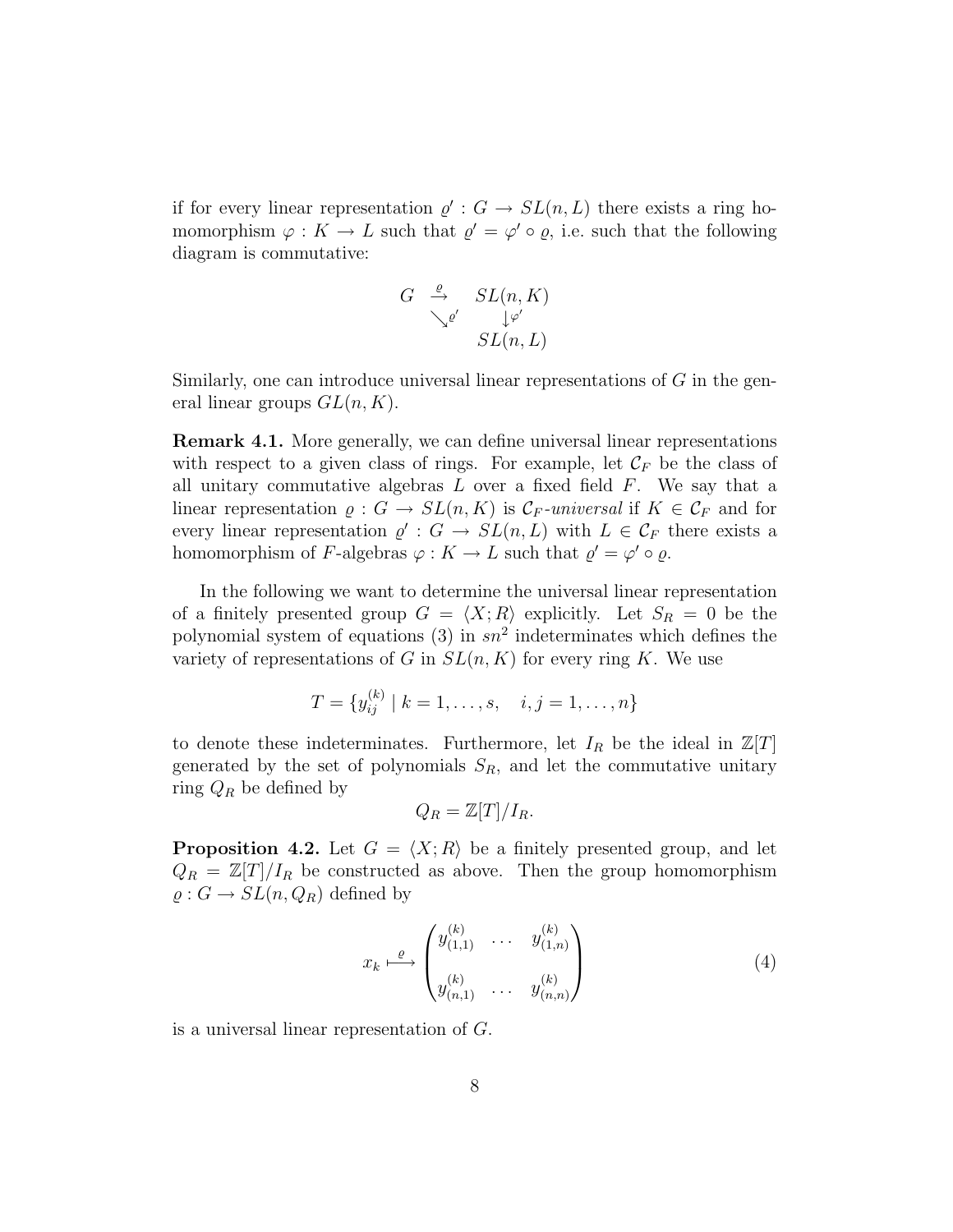if for every linear representation $\varrho' : G \to SL(n, L)$ there exists a ring homomorphism $\varphi : K \to L$ such that $\varrho' = \varphi' \circ \varrho$, i.e. such that the following diagram is commutative:

$$\begin{array}{ccc} G & \xrightarrow{\varrho} & SL(n,K) \\ & \searrow_{\varrho'} & \downarrow{\varphi'} \\ & & SL(n,L) \end{array}$$

Similarly, one can introduce universal linear representations of $G$ in the general linear groups $GL(n, K)$.

**Remark 4.1.** More generally, we can define universal linear representations with respect to a given class of rings. For example, let $\mathcal{C}_F$ be the class of all unitary commutative algebras $L$ over a fixed field $F$. We say that a linear representation $\varrho : G \to SL(n, K)$ is *$\mathcal{C}_F$-universal* if $K \in \mathcal{C}_F$ and for every linear representation $\varrho' : G \to SL(n, L)$ with $L \in \mathcal{C}_F$ there exists a homomorphism of $F$-algebras $\varphi : K \to L$ such that $\varrho' = \varphi' \circ \varrho$.

In the following we want to determine the universal linear representation of a finitely presented group $G = \langle X; R\rangle$ explicitly. Let $S_R = 0$ be the polynomial system of equations (3) in $sn^2$ indeterminates which defines the variety of representations of $G$ in $SL(n, K)$ for every ring $K$. We use

$$T = \{y_{ij}^{(k)} \mid k = 1, \ldots, s, \quad i, j = 1, \ldots, n\}$$

to denote these indeterminates. Furthermore, let $I_R$ be the ideal in $\mathbb{Z}[T]$ generated by the set of polynomials $S_R$, and let the commutative unitary ring $Q_R$ be defined by

$$Q_R = \mathbb{Z}[T]/I_R.$$

**Proposition 4.2.** Let $G = \langle X; R\rangle$ be a finitely presented group, and let $Q_R = \mathbb{Z}[T]/I_R$ be constructed as above. Then the group homomorphism $\varrho : G \to SL(n, Q_R)$ defined by

$$x_k \stackrel{\varrho}{\longmapsto} \begin{pmatrix} y_{(1,1)}^{(k)} & \ldots & y_{(1,n)}^{(k)} \\ & & \\ y_{(n,1)}^{(k)} & \ldots & y_{(n,n)}^{(k)} \end{pmatrix} \tag{4}$$

is a universal linear representation of $G$.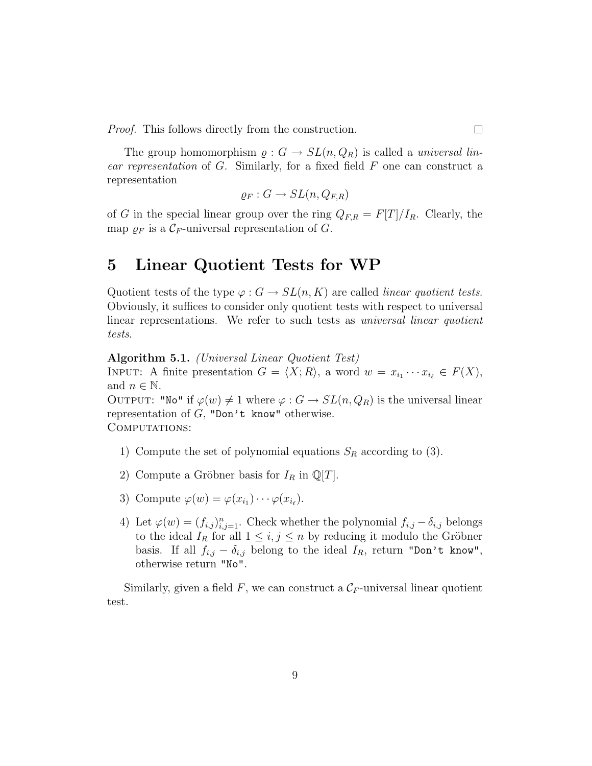*Proof.* This follows directly from the construction. □

The group homomorphism $\varrho : G \to SL(n, Q_R)$ is called a *universal linear representation* of $G$. Similarly, for a fixed field $F$ one can construct a representation

$$\varrho_F : G \to SL(n, Q_{F,R})$$

of $G$ in the special linear group over the ring $Q_{F,R} = F[T]/I_R$. Clearly, the map $\varrho_F$ is a $\mathcal{C}_F$-universal representation of $G$.

# 5 Linear Quotient Tests for WP

Quotient tests of the type $\varphi : G \to SL(n, K)$ are called *linear quotient tests*. Obviously, it suffices to consider only quotient tests with respect to universal linear representations. We refer to such tests as *universal linear quotient tests*.

**Algorithm 5.1.** *(Universal Linear Quotient Test)*
INPUT: A finite presentation $G = \langle X; R \rangle$, a word $w = x_{i_1} \cdots x_{i_\ell} \in F(X)$, and $n \in \mathbb{N}$.
OUTPUT: `"No"` if $\varphi(w) \neq 1$ where $\varphi : G \to SL(n, Q_R)$ is the universal linear representation of $G$, `"Don't know"` otherwise.
COMPUTATIONS:

1) Compute the set of polynomial equations $S_R$ according to (3).

2) Compute a Gröbner basis for $I_R$ in $\mathbb{Q}[T]$.

3) Compute $\varphi(w) = \varphi(x_{i_1}) \cdots \varphi(x_{i_\ell})$.

4) Let $\varphi(w) = (f_{i,j})_{i,j=1}^n$. Check whether the polynomial $f_{i,j} - \delta_{i,j}$ belongs to the ideal $I_R$ for all $1 \leq i, j \leq n$ by reducing it modulo the Gröbner basis. If all $f_{i,j} - \delta_{i,j}$ belong to the ideal $I_R$, return `"Don't know"`, otherwise return `"No"`.

Similarly, given a field $F$, we can construct a $\mathcal{C}_F$-universal linear quotient test.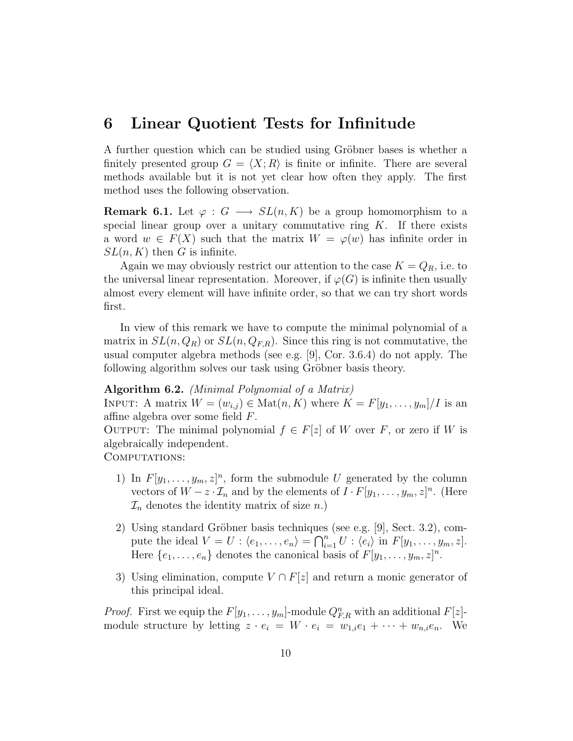# 6 Linear Quotient Tests for Infinitude

A further question which can be studied using Gröbner bases is whether a finitely presented group $G = \langle X; R \rangle$ is finite or infinite. There are several methods available but it is not yet clear how often they apply. The first method uses the following observation.

**Remark 6.1.** Let $\varphi : G \longrightarrow SL(n, K)$ be a group homomorphism to a special linear group over a unitary commutative ring $K$. If there exists a word $w \in F(X)$ such that the matrix $W = \varphi(w)$ has infinite order in $SL(n, K)$ then $G$ is infinite.

Again we may obviously restrict our attention to the case $K = Q_R$, i.e. to the universal linear representation. Moreover, if $\varphi(G)$ is infinite then usually almost every element will have infinite order, so that we can try short words first.

In view of this remark we have to compute the minimal polynomial of a matrix in $SL(n, Q_R)$ or $SL(n, Q_{F,R})$. Since this ring is not commutative, the usual computer algebra methods (see e.g. [9], Cor. 3.6.4) do not apply. The following algorithm solves our task using Gröbner basis theory.

**Algorithm 6.2.** *(Minimal Polynomial of a Matrix)*
Input: A matrix $W = (w_{i,j}) \in \mathrm{Mat}(n, K)$ where $K = F[y_1, \ldots, y_m]/I$ is an affine algebra over some field $F$.
Output: The minimal polynomial $f \in F[z]$ of $W$ over $F$, or zero if $W$ is algebraically independent.
Computations:

1) In $F[y_1, \ldots, y_m, z]^n$, form the submodule $U$ generated by the column vectors of $W - z \cdot \mathcal{I}_n$ and by the elements of $I \cdot F[y_1, \ldots, y_m, z]^n$. (Here $\mathcal{I}_n$ denotes the identity matrix of size $n$.)

2) Using standard Gröbner basis techniques (see e.g. [9], Sect. 3.2), compute the ideal $V = U : \langle e_1, \ldots, e_n \rangle = \bigcap_{i=1}^n U : \langle e_i \rangle$ in $F[y_1, \ldots, y_m, z]$. Here $\{e_1, \ldots, e_n\}$ denotes the canonical basis of $F[y_1, \ldots, y_m, z]^n$.

3) Using elimination, compute $V \cap F[z]$ and return a monic generator of this principal ideal.

*Proof.* First we equip the $F[y_1, \ldots, y_m]$-module $Q^n_{F,R}$ with an additional $F[z]$-module structure by letting $z \cdot e_i = W \cdot e_i = w_{1,i}e_1 + \cdots + w_{n,i}e_n$. We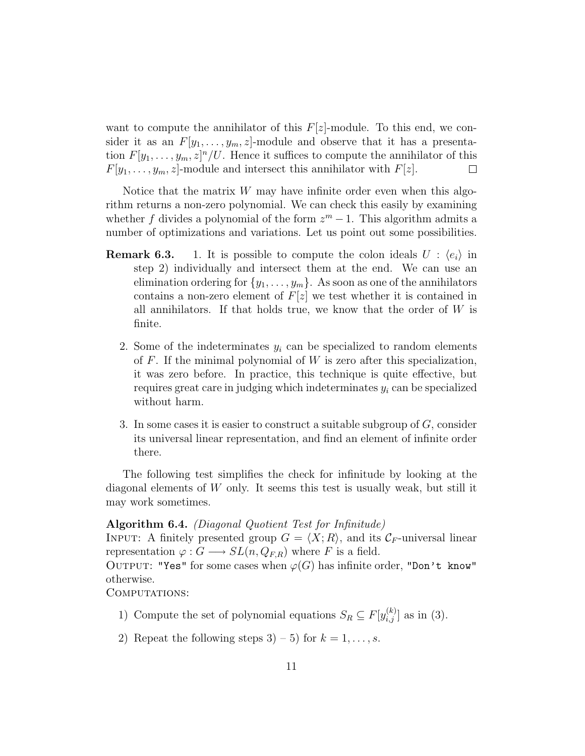want to compute the annihilator of this $F[z]$-module. To this end, we consider it as an $F[y_1,\dots,y_m,z]$-module and observe that it has a presentation $F[y_1,\dots,y_m,z]^n/U$. Hence it suffices to compute the annihilator of this $F[y_1,\dots,y_m,z]$-module and intersect this annihilator with $F[z]$. $\square$

Notice that the matrix $W$ may have infinite order even when this algorithm returns a non-zero polynomial. We can check this easily by examining whether $f$ divides a polynomial of the form $z^m - 1$. This algorithm admits a number of optimizations and variations. Let us point out some possibilities.

**Remark 6.3.**

1. It is possible to compute the colon ideals $U : \langle e_i \rangle$ in step 2) individually and intersect them at the end. We can use an elimination ordering for $\{y_1,\dots,y_m\}$. As soon as one of the annihilators contains a non-zero element of $F[z]$ we test whether it is contained in all annihilators. If that holds true, we know that the order of $W$ is finite.
2. Some of the indeterminates $y_i$ can be specialized to random elements of $F$. If the minimal polynomial of $W$ is zero after this specialization, it was zero before. In practice, this technique is quite effective, but requires great care in judging which indeterminates $y_i$ can be specialized without harm.
3. In some cases it is easier to construct a suitable subgroup of $G$, consider its universal linear representation, and find an element of infinite order there.

The following test simplifies the check for infinitude by looking at the diagonal elements of $W$ only. It seems this test is usually weak, but still it may work sometimes.

**Algorithm 6.4.** *(Diagonal Quotient Test for Infinitude)*
INPUT: A finitely presented group $G = \langle X; R \rangle$, and its $\mathcal{C}_F$-universal linear representation $\varphi : G \longrightarrow SL(n, Q_{F,R})$ where $F$ is a field.
OUTPUT: `"Yes"` for some cases when $\varphi(G)$ has infinite order, `"Don't know"` otherwise.
COMPUTATIONS:

1) Compute the set of polynomial equations $S_R \subseteq F[y_{i,j}^{(k)}]$ as in (3).

2) Repeat the following steps 3) – 5) for $k = 1,\dots,s$.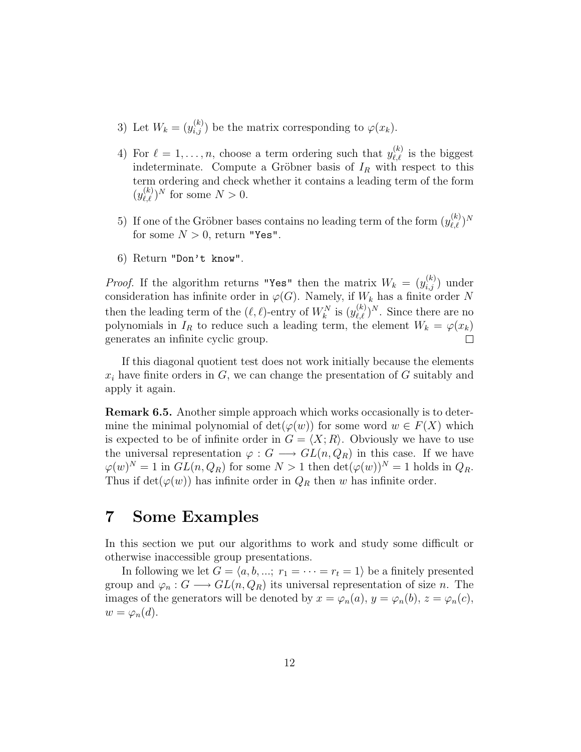3) Let $W_k = (y_{i,j}^{(k)})$ be the matrix corresponding to $\varphi(x_k)$.

4) For $\ell = 1, \ldots, n$, choose a term ordering such that $y_{\ell,\ell}^{(k)}$ is the biggest indeterminate. Compute a Gröbner basis of $I_R$ with respect to this term ordering and check whether it contains a leading term of the form $(y_{\ell,\ell}^{(k)})^N$ for some $N > 0$.

5) If one of the Gröbner bases contains no leading term of the form $(y_{\ell,\ell}^{(k)})^N$ for some $N > 0$, return "Yes".

6) Return "Don't know".

*Proof.* If the algorithm returns "Yes" then the matrix $W_k = (y_{i,j}^{(k)})$ under consideration has infinite order in $\varphi(G)$. Namely, if $W_k$ has a finite order $N$ then the leading term of the $(\ell, \ell)$-entry of $W_k^N$ is $(y_{\ell,\ell}^{(k)})^N$. Since there are no polynomials in $I_R$ to reduce such a leading term, the element $W_k = \varphi(x_k)$ generates an infinite cyclic group. $\square$

If this diagonal quotient test does not work initially because the elements $x_i$ have finite orders in $G$, we can change the presentation of $G$ suitably and apply it again.

**Remark 6.5.** Another simple approach which works occasionally is to determine the minimal polynomial of $\det(\varphi(w))$ for some word $w \in F(X)$ which is expected to be of infinite order in $G = \langle X; R \rangle$. Obviously we have to use the universal representation $\varphi : G \longrightarrow GL(n, Q_R)$ in this case. If we have $\varphi(w)^N = 1$ in $GL(n, Q_R)$ for some $N > 1$ then $\det(\varphi(w))^N = 1$ holds in $Q_R$. Thus if $\det(\varphi(w))$ has infinite order in $Q_R$ then $w$ has infinite order.

# 7 Some Examples

In this section we put our algorithms to work and study some difficult or otherwise inaccessible group presentations.

In following we let $G = \langle a, b, ...;\ r_1 = \cdots = r_t = 1 \rangle$ be a finitely presented group and $\varphi_n : G \longrightarrow GL(n, Q_R)$ its universal representation of size $n$. The images of the generators will be denoted by $x = \varphi_n(a)$, $y = \varphi_n(b)$, $z = \varphi_n(c)$, $w = \varphi_n(d)$.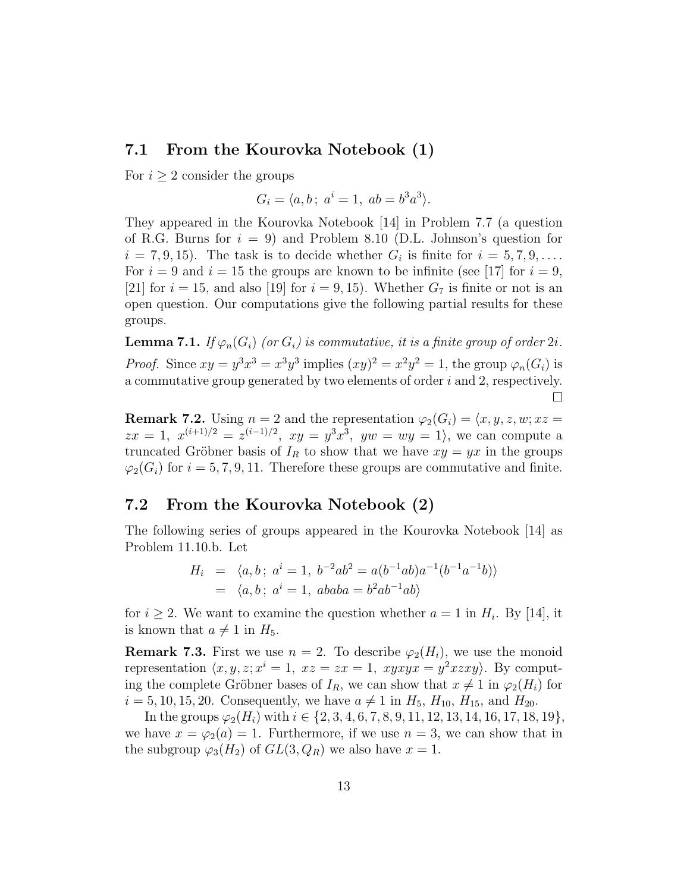### 7.1 From the Kourovka Notebook (1)

For $i \geq 2$ consider the groups

$$G_i = \langle a, b\,;\; a^i = 1,\; ab = b^3 a^3 \rangle.$$

They appeared in the Kourovka Notebook [14] in Problem 7.7 (a question of R.G. Burns for $i = 9$) and Problem 8.10 (D.L. Johnson's question for $i = 7, 9, 15$). The task is to decide whether $G_i$ is finite for $i = 5, 7, 9, \ldots$. For $i = 9$ and $i = 15$ the groups are known to be infinite (see [17] for $i = 9$, [21] for $i = 15$, and also [19] for $i = 9, 15$). Whether $G_7$ is finite or not is an open question. Our computations give the following partial results for these groups.

**Lemma 7.1.** *If $\varphi_n(G_i)$ (or $G_i$) is commutative, it is a finite group of order $2i$.*

*Proof.* Since $xy = y^3x^3 = x^3y^3$ implies $(xy)^2 = x^2y^2 = 1$, the group $\varphi_n(G_i)$ is a commutative group generated by two elements of order $i$ and 2, respectively. □

**Remark 7.2.** Using $n = 2$ and the representation $\varphi_2(G_i) = \langle x, y, z, w; xz = zx = 1,\; x^{(i+1)/2} = z^{(i-1)/2},\; xy = y^3x^3,\; yw = wy = 1 \rangle$, we can compute a truncated Gröbner basis of $I_R$ to show that we have $xy = yx$ in the groups $\varphi_2(G_i)$ for $i = 5, 7, 9, 11$. Therefore these groups are commutative and finite.

### 7.2 From the Kourovka Notebook (2)

The following series of groups appeared in the Kourovka Notebook [14] as Problem 11.10.b. Let

$$\begin{aligned} H_i &= \langle a, b\,;\; a^i = 1,\; b^{-2}ab^2 = a(b^{-1}ab)a^{-1}(b^{-1}a^{-1}b) \rangle \\ &= \langle a, b\,;\; a^i = 1,\; ababa = b^2ab^{-1}ab \rangle \end{aligned}$$

for $i \geq 2$. We want to examine the question whether $a = 1$ in $H_i$. By [14], it is known that $a \neq 1$ in $H_5$.

**Remark 7.3.** First we use $n = 2$. To describe $\varphi_2(H_i)$, we use the monoid representation $\langle x, y, z; x^i = 1,\; xz = zx = 1,\; xyxyx = y^2xzxy \rangle$. By computing the complete Gröbner bases of $I_R$, we can show that $x \neq 1$ in $\varphi_2(H_i)$ for $i = 5, 10, 15, 20$. Consequently, we have $a \neq 1$ in $H_5$, $H_{10}$, $H_{15}$, and $H_{20}$.

In the groups $\varphi_2(H_i)$ with $i \in \{2, 3, 4, 6, 7, 8, 9, 11, 12, 13, 14, 16, 17, 18, 19\}$, we have $x = \varphi_2(a) = 1$. Furthermore, if we use $n = 3$, we can show that in the subgroup $\varphi_3(H_2)$ of $GL(3, Q_R)$ we also have $x = 1$.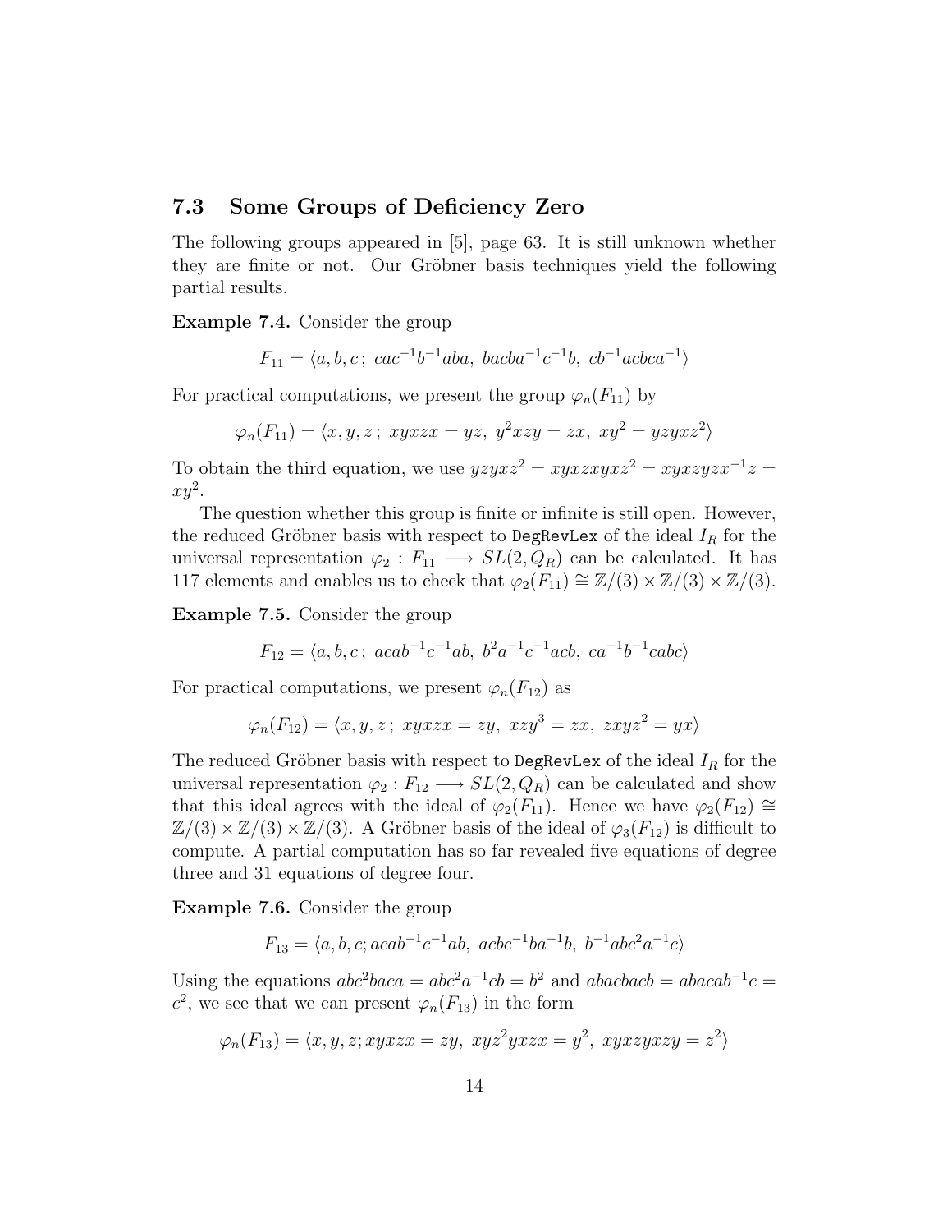## 7.3 Some Groups of Deficiency Zero

The following groups appeared in [5], page 63. It is still unknown whether they are finite or not. Our Gröbner basis techniques yield the following partial results.

**Example 7.4.** Consider the group

$$F_{11} = \langle a, b, c\,;\; cac^{-1}b^{-1}aba,\; bacba^{-1}c^{-1}b,\; cb^{-1}acbca^{-1}\rangle$$

For practical computations, we present the group $\varphi_n(F_{11})$ by

$$\varphi_n(F_{11}) = \langle x, y, z\,;\; xyxzx = yz,\; y^2xzy = zx,\; xy^2 = yzyxz^2\rangle$$

To obtain the third equation, we use $yzyxz^2 = xyxzxyxz^2 = xyxzyzx^{-1}z = xy^2$.

The question whether this group is finite or infinite is still open. However, the reduced Gröbner basis with respect to `DegRevLex` of the ideal $I_R$ for the universal representation $\varphi_2 : F_{11} \longrightarrow SL(2, Q_R)$ can be calculated. It has 117 elements and enables us to check that $\varphi_2(F_{11}) \cong \mathbb{Z}/(3) \times \mathbb{Z}/(3) \times \mathbb{Z}/(3)$.

**Example 7.5.** Consider the group

$$F_{12} = \langle a, b, c\,;\; acab^{-1}c^{-1}ab,\; b^2a^{-1}c^{-1}acb,\; ca^{-1}b^{-1}cabc\rangle$$

For practical computations, we present $\varphi_n(F_{12})$ as

$$\varphi_n(F_{12}) = \langle x, y, z\,;\; xyxzx = zy,\; xzy^3 = zx,\; zxyz^2 = yx\rangle$$

The reduced Gröbner basis with respect to `DegRevLex` of the ideal $I_R$ for the universal representation $\varphi_2 : F_{12} \longrightarrow SL(2, Q_R)$ can be calculated and show that this ideal agrees with the ideal of $\varphi_2(F_{11})$. Hence we have $\varphi_2(F_{12}) \cong \mathbb{Z}/(3) \times \mathbb{Z}/(3) \times \mathbb{Z}/(3)$. A Gröbner basis of the ideal of $\varphi_3(F_{12})$ is difficult to compute. A partial computation has so far revealed five equations of degree three and 31 equations of degree four.

**Example 7.6.** Consider the group

$$F_{13} = \langle a, b, c; acab^{-1}c^{-1}ab,\; acbc^{-1}ba^{-1}b,\; b^{-1}abc^2a^{-1}c\rangle$$

Using the equations $abc^2baca = abc^2a^{-1}cb = b^2$ and $abacbacb = abacab^{-1}c = c^2$, we see that we can present $\varphi_n(F_{13})$ in the form

$$\varphi_n(F_{13}) = \langle x, y, z; xyxzx = zy,\; xyz^2yxzx = y^2,\; xyxzyxzy = z^2\rangle$$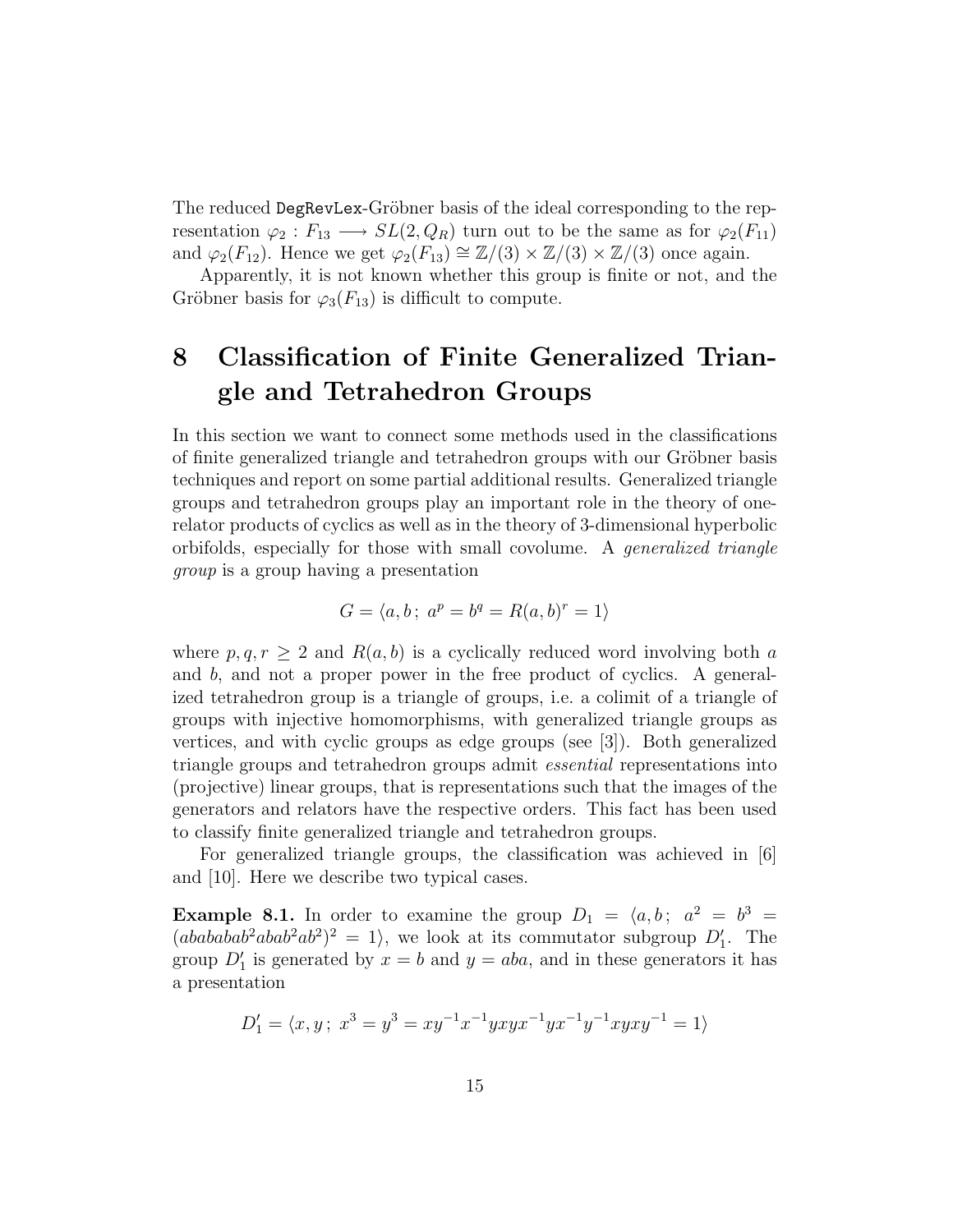The reduced `DegRevLex`-Gröbner basis of the ideal corresponding to the representation $\varphi_2 : F_{13} \longrightarrow SL(2, Q_R)$ turn out to be the same as for $\varphi_2(F_{11})$ and $\varphi_2(F_{12})$. Hence we get $\varphi_2(F_{13}) \cong \mathbb{Z}/(3) \times \mathbb{Z}/(3) \times \mathbb{Z}/(3)$ once again.

Apparently, it is not known whether this group is finite or not, and the Gröbner basis for $\varphi_3(F_{13})$ is difficult to compute.

# 8 Classification of Finite Generalized Triangle and Tetrahedron Groups

In this section we want to connect some methods used in the classifications of finite generalized triangle and tetrahedron groups with our Gröbner basis techniques and report on some partial additional results. Generalized triangle groups and tetrahedron groups play an important role in the theory of one-relator products of cyclics as well as in the theory of 3-dimensional hyperbolic orbifolds, especially for those with small covolume. A *generalized triangle group* is a group having a presentation

$$G = \langle a, b\, ;\ a^p = b^q = R(a,b)^r = 1 \rangle$$

where $p, q, r \geq 2$ and $R(a, b)$ is a cyclically reduced word involving both $a$ and $b$, and not a proper power in the free product of cyclics. A generalized tetrahedron group is a triangle of groups, i.e. a colimit of a triangle of groups with injective homomorphisms, with generalized triangle groups as vertices, and with cyclic groups as edge groups (see [3]). Both generalized triangle groups and tetrahedron groups admit *essential* representations into (projective) linear groups, that is representations such that the images of the generators and relators have the respective orders. This fact has been used to classify finite generalized triangle and tetrahedron groups.

For generalized triangle groups, the classification was achieved in [6] and [10]. Here we describe two typical cases.

**Example 8.1.** In order to examine the group $D_1 = \langle a, b\, ;\ a^2 = b^3 = (abababab^2abab^2ab^2)^2 = 1 \rangle$, we look at its commutator subgroup $D_1'$. The group $D_1'$ is generated by $x = b$ and $y = aba$, and in these generators it has a presentation

$$D_1' = \langle x, y\, ;\ x^3 = y^3 = xy^{-1}x^{-1}yxyx^{-1}yx^{-1}y^{-1}xyxy^{-1} = 1 \rangle$$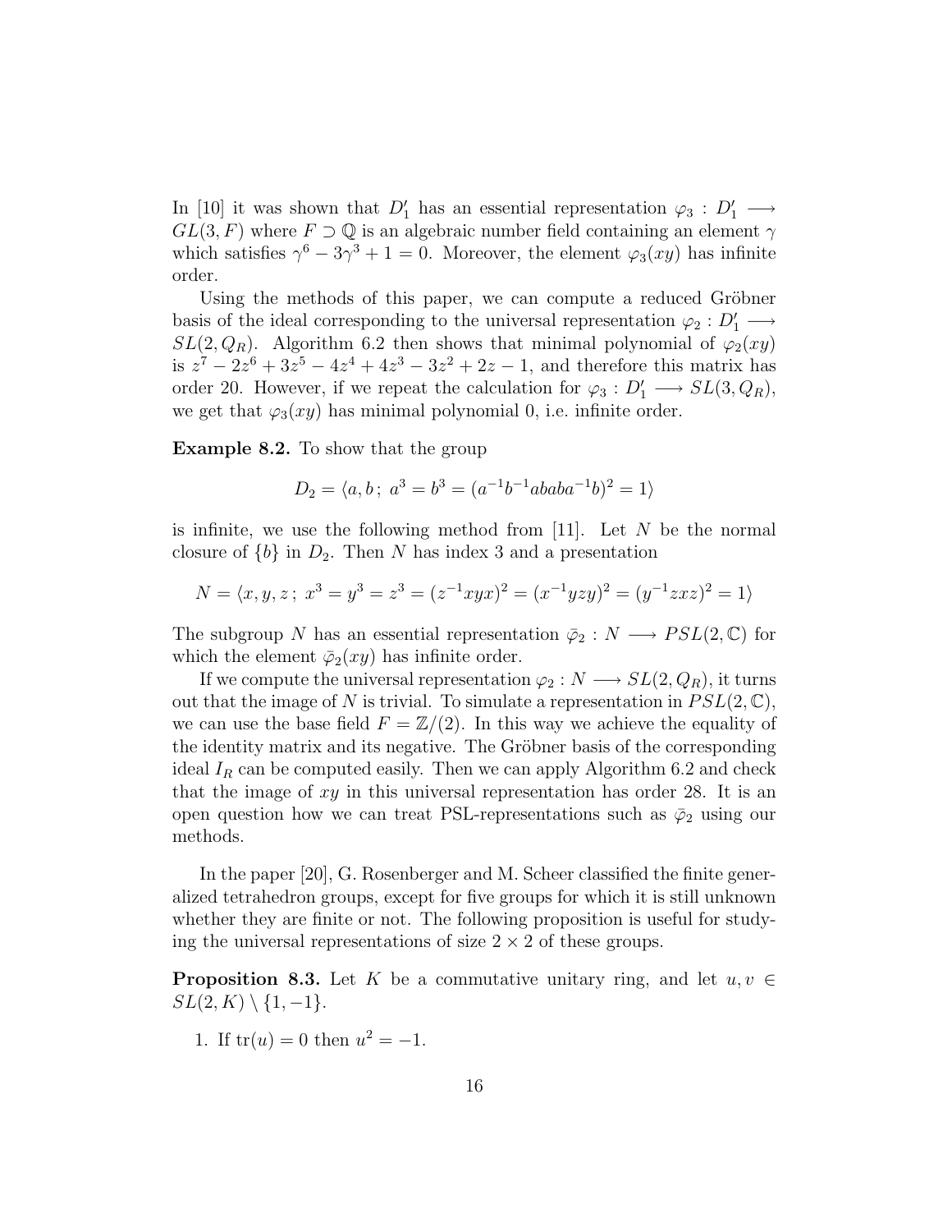In [10] it was shown that $D'_1$ has an essential representation $\varphi_3 : D'_1 \longrightarrow GL(3, F)$ where $F \supset \mathbb{Q}$ is an algebraic number field containing an element $\gamma$ which satisfies $\gamma^6 - 3\gamma^3 + 1 = 0$. Moreover, the element $\varphi_3(xy)$ has infinite order.

Using the methods of this paper, we can compute a reduced Gröbner basis of the ideal corresponding to the universal representation $\varphi_2 : D'_1 \longrightarrow SL(2, Q_R)$. Algorithm 6.2 then shows that minimal polynomial of $\varphi_2(xy)$ is $z^7 - 2z^6 + 3z^5 - 4z^4 + 4z^3 - 3z^2 + 2z - 1$, and therefore this matrix has order 20. However, if we repeat the calculation for $\varphi_3 : D'_1 \longrightarrow SL(3, Q_R)$, we get that $\varphi_3(xy)$ has minimal polynomial 0, i.e. infinite order.

**Example 8.2.** To show that the group

$$D_2 = \langle a, b \, ; \; a^3 = b^3 = (a^{-1}b^{-1}ababa^{-1}b)^2 = 1 \rangle$$

is infinite, we use the following method from [11]. Let $N$ be the normal closure of $\{b\}$ in $D_2$. Then $N$ has index 3 and a presentation

$$N = \langle x, y, z \, ; \; x^3 = y^3 = z^3 = (z^{-1}xyx)^2 = (x^{-1}yzy)^2 = (y^{-1}zxz)^2 = 1 \rangle$$

The subgroup $N$ has an essential representation $\bar{\varphi}_2 : N \longrightarrow PSL(2, \mathbb{C})$ for which the element $\bar{\varphi}_2(xy)$ has infinite order.

If we compute the universal representation $\varphi_2 : N \longrightarrow SL(2, Q_R)$, it turns out that the image of $N$ is trivial. To simulate a representation in $PSL(2, \mathbb{C})$, we can use the base field $F = \mathbb{Z}/(2)$. In this way we achieve the equality of the identity matrix and its negative. The Gröbner basis of the corresponding ideal $I_R$ can be computed easily. Then we can apply Algorithm 6.2 and check that the image of $xy$ in this universal representation has order 28. It is an open question how we can treat PSL-representations such as $\bar{\varphi}_2$ using our methods.

In the paper [20], G. Rosenberger and M. Scheer classified the finite generalized tetrahedron groups, except for five groups for which it is still unknown whether they are finite or not. The following proposition is useful for studying the universal representations of size $2 \times 2$ of these groups.

**Proposition 8.3.** Let $K$ be a commutative unitary ring, and let $u, v \in SL(2, K) \setminus \{1, -1\}$.

1. If $\mathrm{tr}(u) = 0$ then $u^2 = -1$.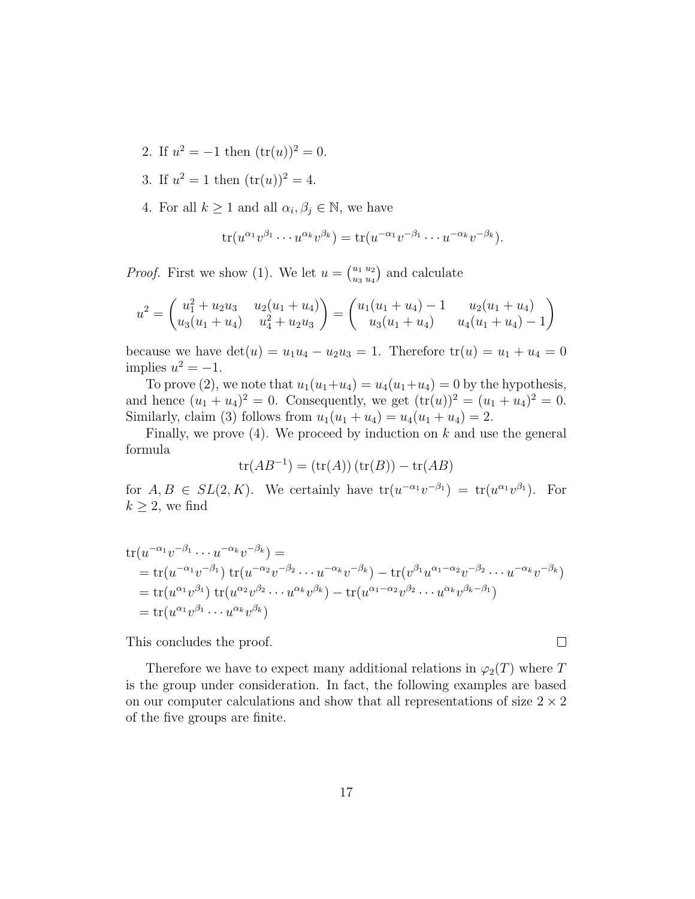2. If $u^2 = -1$ then $(\mathrm{tr}(u))^2 = 0$.
3. If $u^2 = 1$ then $(\mathrm{tr}(u))^2 = 4$.
4. For all $k \geq 1$ and all $\alpha_i, \beta_j \in \mathbb{N}$, we have

$$\mathrm{tr}(u^{\alpha_1} v^{\beta_1} \cdots u^{\alpha_k} v^{\beta_k}) = \mathrm{tr}(u^{-\alpha_1} v^{-\beta_1} \cdots u^{-\alpha_k} v^{-\beta_k}).$$

*Proof.* First we show (1). We let $u = \left(\begin{smallmatrix} u_1 & u_2 \\ u_3 & u_4 \end{smallmatrix}\right)$ and calculate

$$u^2 = \begin{pmatrix} u_1^2 + u_2 u_3 & u_2(u_1 + u_4) \\ u_3(u_1 + u_4) & u_4^2 + u_2 u_3 \end{pmatrix} = \begin{pmatrix} u_1(u_1 + u_4) - 1 & u_2(u_1 + u_4) \\ u_3(u_1 + u_4) & u_4(u_1 + u_4) - 1 \end{pmatrix}$$

because we have $\det(u) = u_1 u_4 - u_2 u_3 = 1$. Therefore $\mathrm{tr}(u) = u_1 + u_4 = 0$ implies $u^2 = -1$.

To prove (2), we note that $u_1(u_1+u_4) = u_4(u_1+u_4) = 0$ by the hypothesis, and hence $(u_1 + u_4)^2 = 0$. Consequently, we get $(\mathrm{tr}(u))^2 = (u_1 + u_4)^2 = 0$. Similarly, claim (3) follows from $u_1(u_1 + u_4) = u_4(u_1 + u_4) = 2$.

Finally, we prove (4). We proceed by induction on $k$ and use the general formula

$$\mathrm{tr}(AB^{-1}) = (\mathrm{tr}(A))\,(\mathrm{tr}(B)) - \mathrm{tr}(AB)$$

for $A, B \in SL(2, K)$. We certainly have $\mathrm{tr}(u^{-\alpha_1} v^{-\beta_1}) = \mathrm{tr}(u^{\alpha_1} v^{\beta_1})$. For $k \geq 2$, we find

$$\begin{aligned}
&\mathrm{tr}(u^{-\alpha_1} v^{-\beta_1} \cdots u^{-\alpha_k} v^{-\beta_k}) = \\
&= \mathrm{tr}(u^{-\alpha_1} v^{-\beta_1})\, \mathrm{tr}(u^{-\alpha_2} v^{-\beta_2} \cdots u^{-\alpha_k} v^{-\beta_k}) - \mathrm{tr}(v^{\beta_1} u^{\alpha_1 - \alpha_2} v^{-\beta_2} \cdots u^{-\alpha_k} v^{-\beta_k}) \\
&= \mathrm{tr}(u^{\alpha_1} v^{\beta_1})\, \mathrm{tr}(u^{\alpha_2} v^{\beta_2} \cdots u^{\alpha_k} v^{\beta_k}) - \mathrm{tr}(u^{\alpha_1 - \alpha_2} v^{\beta_2} \cdots u^{\alpha_k} v^{\beta_k - \beta_1}) \\
&= \mathrm{tr}(u^{\alpha_1} v^{\beta_1} \cdots u^{\alpha_k} v^{\beta_k})
\end{aligned}$$

This concludes the proof. $\square$

Therefore we have to expect many additional relations in $\varphi_2(T)$ where $T$ is the group under consideration. In fact, the following examples are based on our computer calculations and show that all representations of size $2 \times 2$ of the five groups are finite.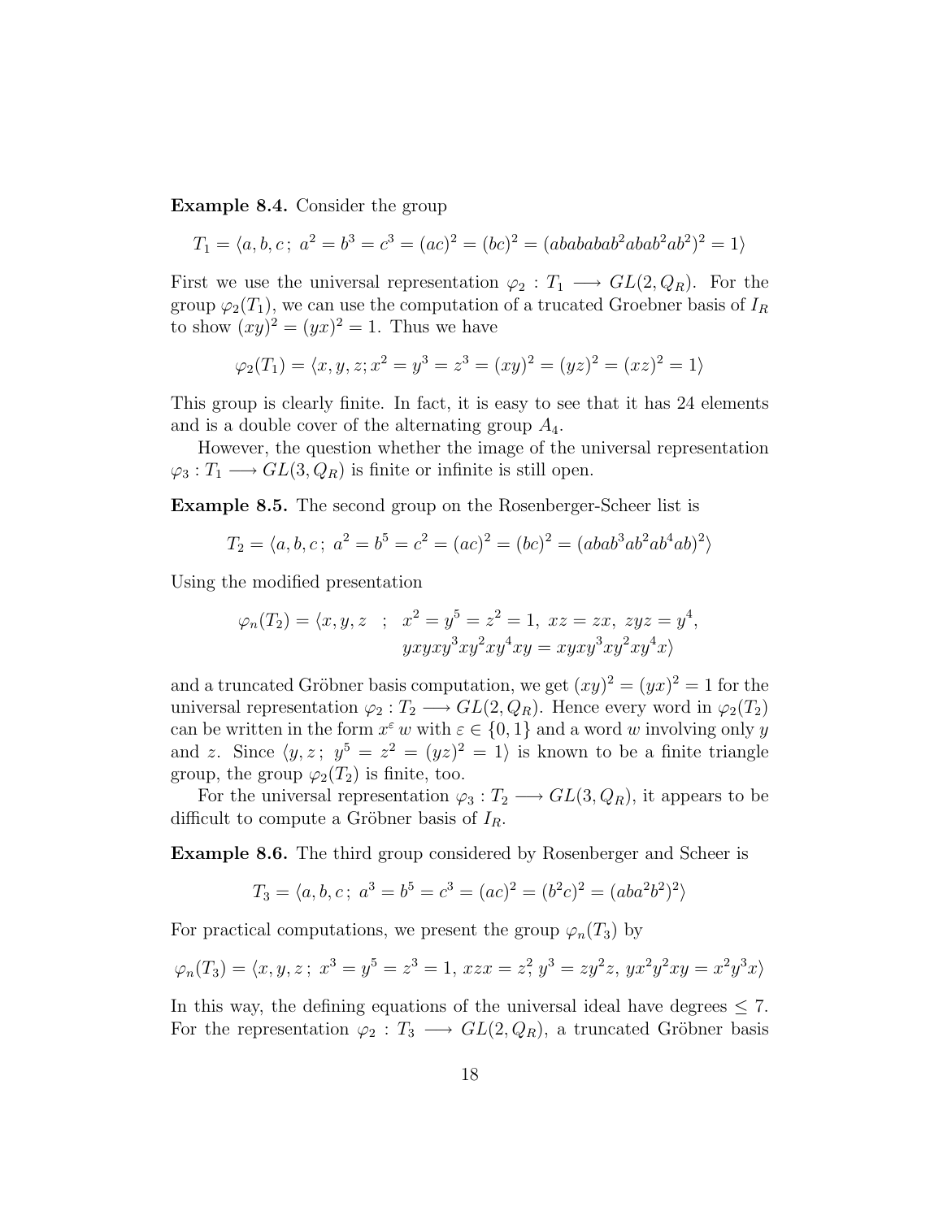**Example 8.4.** Consider the group

$$T_1 = \langle a, b, c\,;\; a^2 = b^3 = c^3 = (ac)^2 = (bc)^2 = (abababab^2abab^2ab^2)^2 = 1\rangle$$

First we use the universal representation $\varphi_2 : T_1 \longrightarrow GL(2, Q_R)$. For the group $\varphi_2(T_1)$, we can use the computation of a trucated Groebner basis of $I_R$ to show $(xy)^2 = (yx)^2 = 1$. Thus we have

$$\varphi_2(T_1) = \langle x, y, z; x^2 = y^3 = z^3 = (xy)^2 = (yz)^2 = (xz)^2 = 1\rangle$$

This group is clearly finite. In fact, it is easy to see that it has 24 elements and is a double cover of the alternating group $A_4$.

However, the question whether the image of the universal representation $\varphi_3 : T_1 \longrightarrow GL(3, Q_R)$ is finite or infinite is still open.

**Example 8.5.** The second group on the Rosenberger-Scheer list is

$$T_2 = \langle a, b, c\,;\; a^2 = b^5 = c^2 = (ac)^2 = (bc)^2 = (abab^3ab^2ab^4ab)^2\rangle$$

Using the modified presentation

$$\begin{aligned}\varphi_n(T_2) = \langle x, y, z \quad ; \quad & x^2 = y^5 = z^2 = 1,\; xz = zx,\; zyz = y^4, \\ & yxyxy^3xy^2xy^4xy = xyxy^3xy^2xy^4x\rangle\end{aligned}$$

and a truncated Gröbner basis computation, we get $(xy)^2 = (yx)^2 = 1$ for the universal representation $\varphi_2 : T_2 \longrightarrow GL(2, Q_R)$. Hence every word in $\varphi_2(T_2)$ can be written in the form $x^\varepsilon\, w$ with $\varepsilon \in \{0, 1\}$ and a word $w$ involving only $y$ and $z$. Since $\langle y, z\,;\; y^5 = z^2 = (yz)^2 = 1\rangle$ is known to be a finite triangle group, the group $\varphi_2(T_2)$ is finite, too.

For the universal representation $\varphi_3 : T_2 \longrightarrow GL(3, Q_R)$, it appears to be difficult to compute a Gröbner basis of $I_R$.

**Example 8.6.** The third group considered by Rosenberger and Scheer is

$$T_3 = \langle a, b, c\,;\; a^3 = b^5 = c^3 = (ac)^2 = (b^2c)^2 = (aba^2b^2)^2\rangle$$

For practical computations, we present the group $\varphi_n(T_3)$ by

$$\varphi_n(T_3) = \langle x, y, z\,;\; x^3 = y^5 = z^3 = 1,\; xzx = z^2,\; y^3 = zy^2z,\; yx^2y^2xy = x^2y^3x\rangle$$

In this way, the defining equations of the universal ideal have degrees $\leq 7$. For the representation $\varphi_2 : T_3 \longrightarrow GL(2, Q_R)$, a truncated Gröbner basis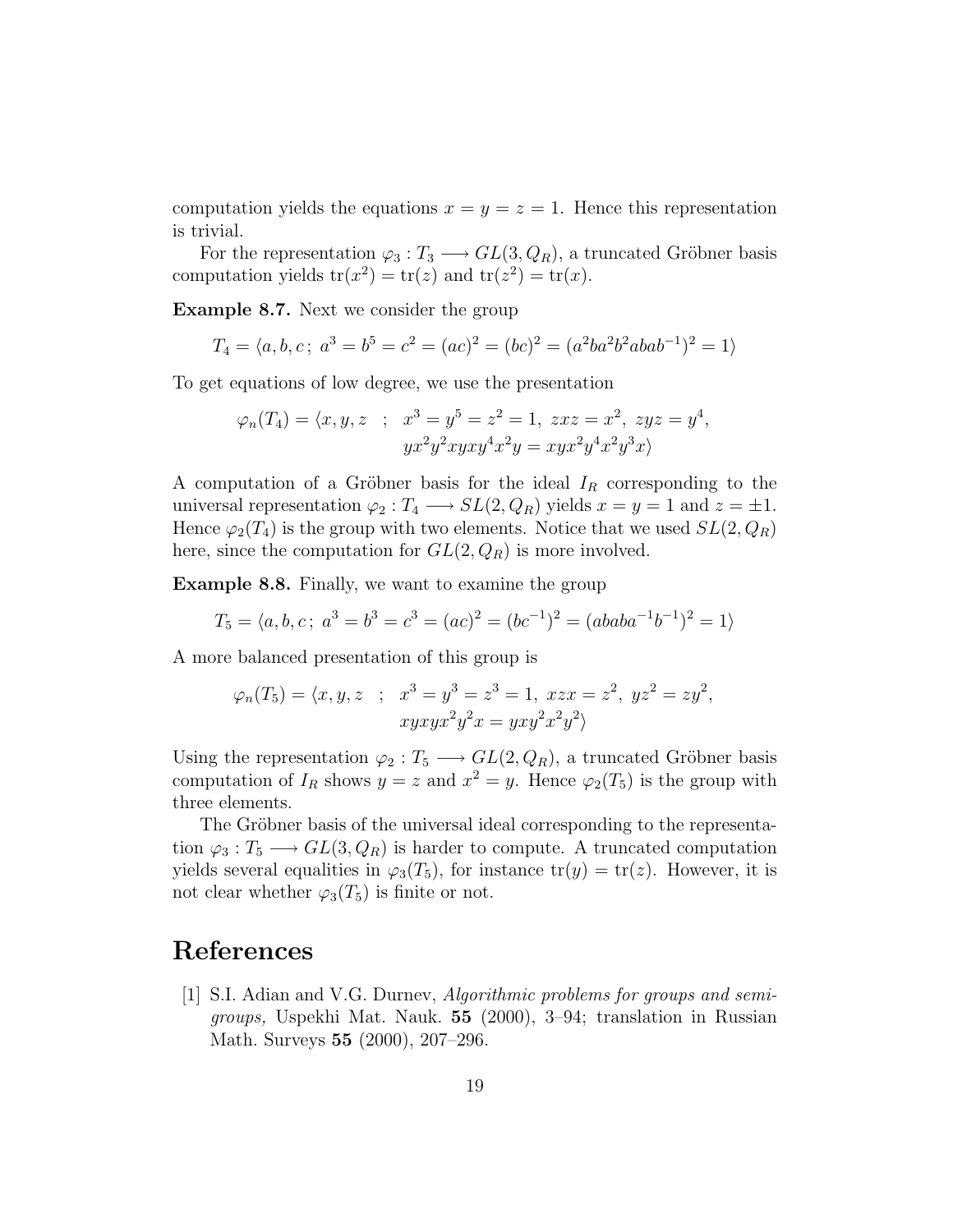computation yields the equations $x = y = z = 1$. Hence this representation is trivial.

For the representation $\varphi_3 : T_3 \longrightarrow GL(3, Q_R)$, a truncated Gröbner basis computation yields $\mathrm{tr}(x^2) = \mathrm{tr}(z)$ and $\mathrm{tr}(z^2) = \mathrm{tr}(x)$.

**Example 8.7.** Next we consider the group

$$T_4 = \langle a, b, c\,;\; a^3 = b^5 = c^2 = (ac)^2 = (bc)^2 = (a^2ba^2b^2abab^{-1})^2 = 1\rangle$$

To get equations of low degree, we use the presentation

$$\varphi_n(T_4) = \langle x, y, z \quad ; \quad x^3 = y^5 = z^2 = 1,\; zxz = x^2,\; zyz = y^4, \\ yx^2y^2xyxy^4x^2y = xyx^2y^4x^2y^3x\rangle$$

A computation of a Gröbner basis for the ideal $I_R$ corresponding to the universal representation $\varphi_2 : T_4 \longrightarrow SL(2, Q_R)$ yields $x = y = 1$ and $z = \pm 1$. Hence $\varphi_2(T_4)$ is the group with two elements. Notice that we used $SL(2, Q_R)$ here, since the computation for $GL(2, Q_R)$ is more involved.

**Example 8.8.** Finally, we want to examine the group

$$T_5 = \langle a, b, c\,;\; a^3 = b^3 = c^3 = (ac)^2 = (bc^{-1})^2 = (ababa^{-1}b^{-1})^2 = 1\rangle$$

A more balanced presentation of this group is

$$\varphi_n(T_5) = \langle x, y, z \quad ; \quad x^3 = y^3 = z^3 = 1,\; xzx = z^2,\; yz^2 = zy^2, \\ xyxyx^2y^2x = yxy^2x^2y^2\rangle$$

Using the representation $\varphi_2 : T_5 \longrightarrow GL(2, Q_R)$, a truncated Gröbner basis computation of $I_R$ shows $y = z$ and $x^2 = y$. Hence $\varphi_2(T_5)$ is the group with three elements.

The Gröbner basis of the universal ideal corresponding to the representation $\varphi_3 : T_5 \longrightarrow GL(3, Q_R)$ is harder to compute. A truncated computation yields several equalities in $\varphi_3(T_5)$, for instance $\mathrm{tr}(y) = \mathrm{tr}(z)$. However, it is not clear whether $\varphi_3(T_5)$ is finite or not.

# References

[1] S.I. Adian and V.G. Durnev, *Algorithmic problems for groups and semigroups,* Uspekhi Mat. Nauk. **55** (2000), 3–94; translation in Russian Math. Surveys **55** (2000), 207–296.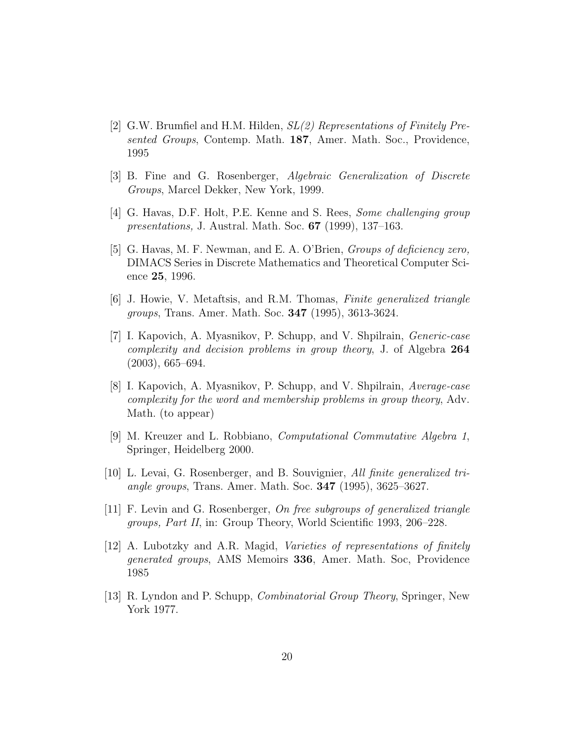[2] G.W. Brumfiel and H.M. Hilden, *SL(2) Representations of Finitely Presented Groups*, Contemp. Math. **187**, Amer. Math. Soc., Providence, 1995

[3] B. Fine and G. Rosenberger, *Algebraic Generalization of Discrete Groups*, Marcel Dekker, New York, 1999.

[4] G. Havas, D.F. Holt, P.E. Kenne and S. Rees, *Some challenging group presentations,* J. Austral. Math. Soc. **67** (1999), 137–163.

[5] G. Havas, M. F. Newman, and E. A. O'Brien, *Groups of deficiency zero,* DIMACS Series in Discrete Mathematics and Theoretical Computer Science **25**, 1996.

[6] J. Howie, V. Metaftsis, and R.M. Thomas, *Finite generalized triangle groups*, Trans. Amer. Math. Soc. **347** (1995), 3613-3624.

[7] I. Kapovich, A. Myasnikov, P. Schupp, and V. Shpilrain, *Generic-case complexity and decision problems in group theory*, J. of Algebra **264** (2003), 665–694.

[8] I. Kapovich, A. Myasnikov, P. Schupp, and V. Shpilrain, *Average-case complexity for the word and membership problems in group theory*, Adv. Math. (to appear)

[9] M. Kreuzer and L. Robbiano, *Computational Commutative Algebra 1*, Springer, Heidelberg 2000.

[10] L. Levai, G. Rosenberger, and B. Souvignier, *All finite generalized triangle groups*, Trans. Amer. Math. Soc. **347** (1995), 3625–3627.

[11] F. Levin and G. Rosenberger, *On free subgroups of generalized triangle groups, Part II*, in: Group Theory, World Scientific 1993, 206–228.

[12] A. Lubotzky and A.R. Magid, *Varieties of representations of finitely generated groups*, AMS Memoirs **336**, Amer. Math. Soc, Providence 1985

[13] R. Lyndon and P. Schupp, *Combinatorial Group Theory*, Springer, New York 1977.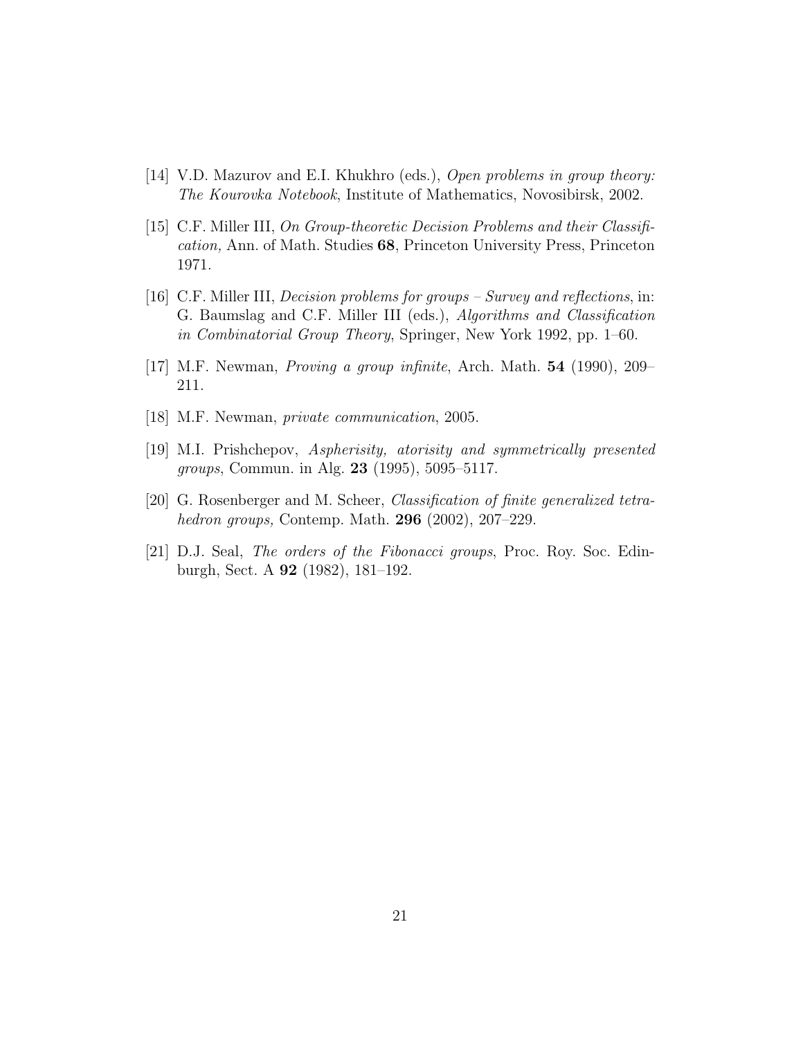[14] V.D. Mazurov and E.I. Khukhro (eds.), *Open problems in group theory: The Kourovka Notebook*, Institute of Mathematics, Novosibirsk, 2002.

[15] C.F. Miller III, *On Group-theoretic Decision Problems and their Classification,* Ann. of Math. Studies **68**, Princeton University Press, Princeton 1971.

[16] C.F. Miller III, *Decision problems for groups – Survey and reflections*, in: G. Baumslag and C.F. Miller III (eds.), *Algorithms and Classification in Combinatorial Group Theory*, Springer, New York 1992, pp. 1–60.

[17] M.F. Newman, *Proving a group infinite*, Arch. Math. **54** (1990), 209–211.

[18] M.F. Newman, *private communication*, 2005.

[19] M.I. Prishchepov, *Aspherisity, atorisity and symmetrically presented groups*, Commun. in Alg. **23** (1995), 5095–5117.

[20] G. Rosenberger and M. Scheer, *Classification of finite generalized tetrahedron groups,* Contemp. Math. **296** (2002), 207–229.

[21] D.J. Seal, *The orders of the Fibonacci groups*, Proc. Roy. Soc. Edinburgh, Sect. A **92** (1982), 181–192.